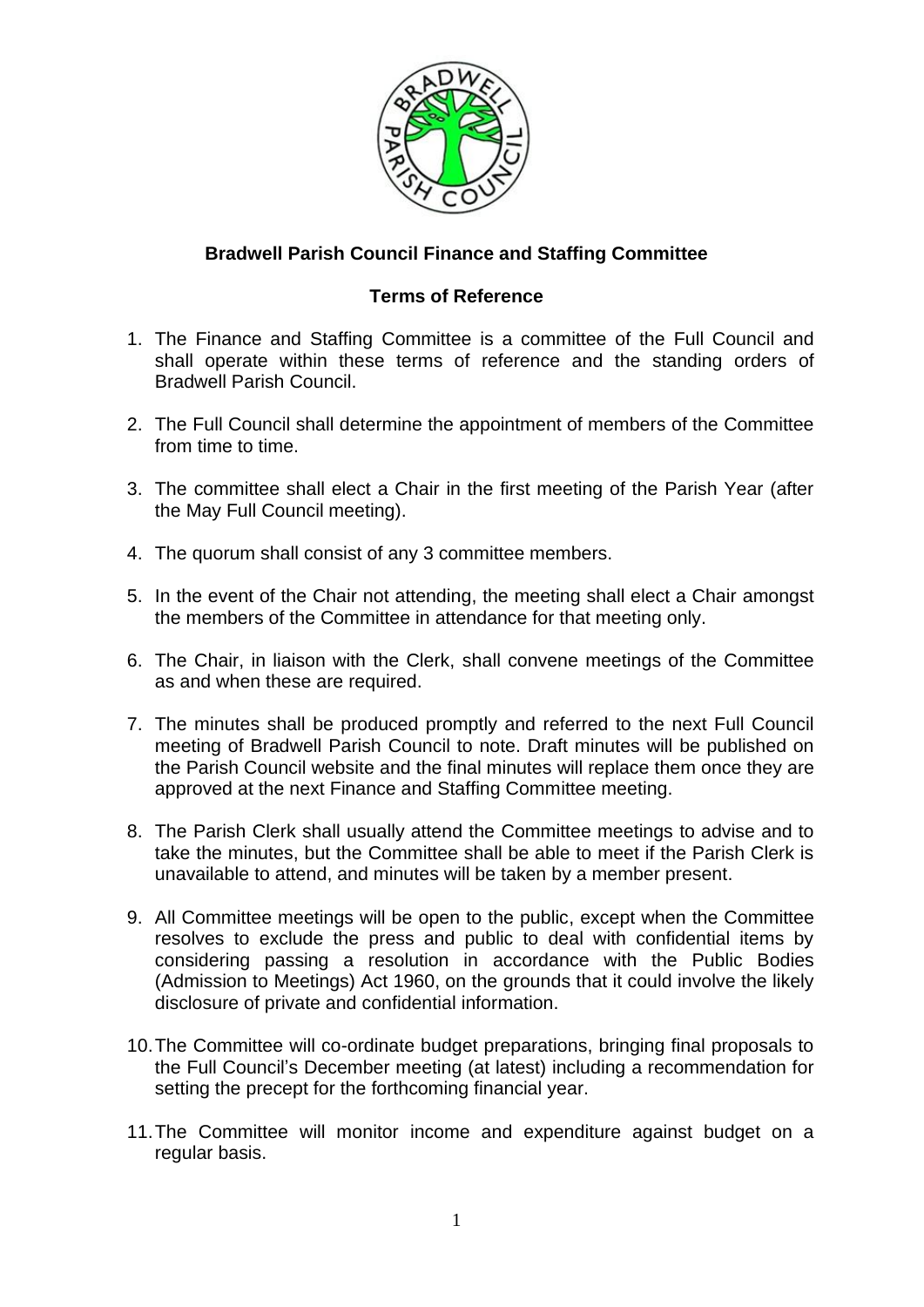**Bradwell Parish Council Finance and Staffing Committee**

**Terms of Reference**

1. The Finance and Staffing Committee is a committee of the Full Council and shall operate within these terms of reference and the standing orders of Bradwell Parish Council.

2. The Full Council shall determine the appointment of members of the Committee from time to time.

3. The committee shall elect a Chair in the first meeting of the Parish Year (after the May Full Council meeting).

4. The quorum shall consist of any 3 committee members.

5. In the event of the Chair not attending, the meeting shall elect a Chair amongst the members of the Committee in attendance for that meeting only.

6. The Chair, in liaison with the Clerk, shall convene meetings of the Committee as and when these are required.

7. The minutes shall be produced promptly and referred to the next Full Council meeting of Bradwell Parish Council to note. Draft minutes will be published on the Parish Council website and the final minutes will replace them once they are approved at the next Finance and Staffing Committee meeting.

8. The Parish Clerk shall usually attend the Committee meetings to advise and to take the minutes, but the Committee shall be able to meet if the Parish Clerk is unavailable to attend, and minutes will be taken by a member present.

9. All Committee meetings will be open to the public, except when the Committee resolves to exclude the press and public to deal with confidential items by considering passing a resolution in accordance with the Public Bodies (Admission to Meetings) Act 1960, on the grounds that it could involve the likely disclosure of private and confidential information.

10. The Committee will co-ordinate budget preparations, bringing final proposals to the Full Council's December meeting (at latest) including a recommendation for setting the precept for the forthcoming financial year.

11. The Committee will monitor income and expenditure against budget on a regular basis.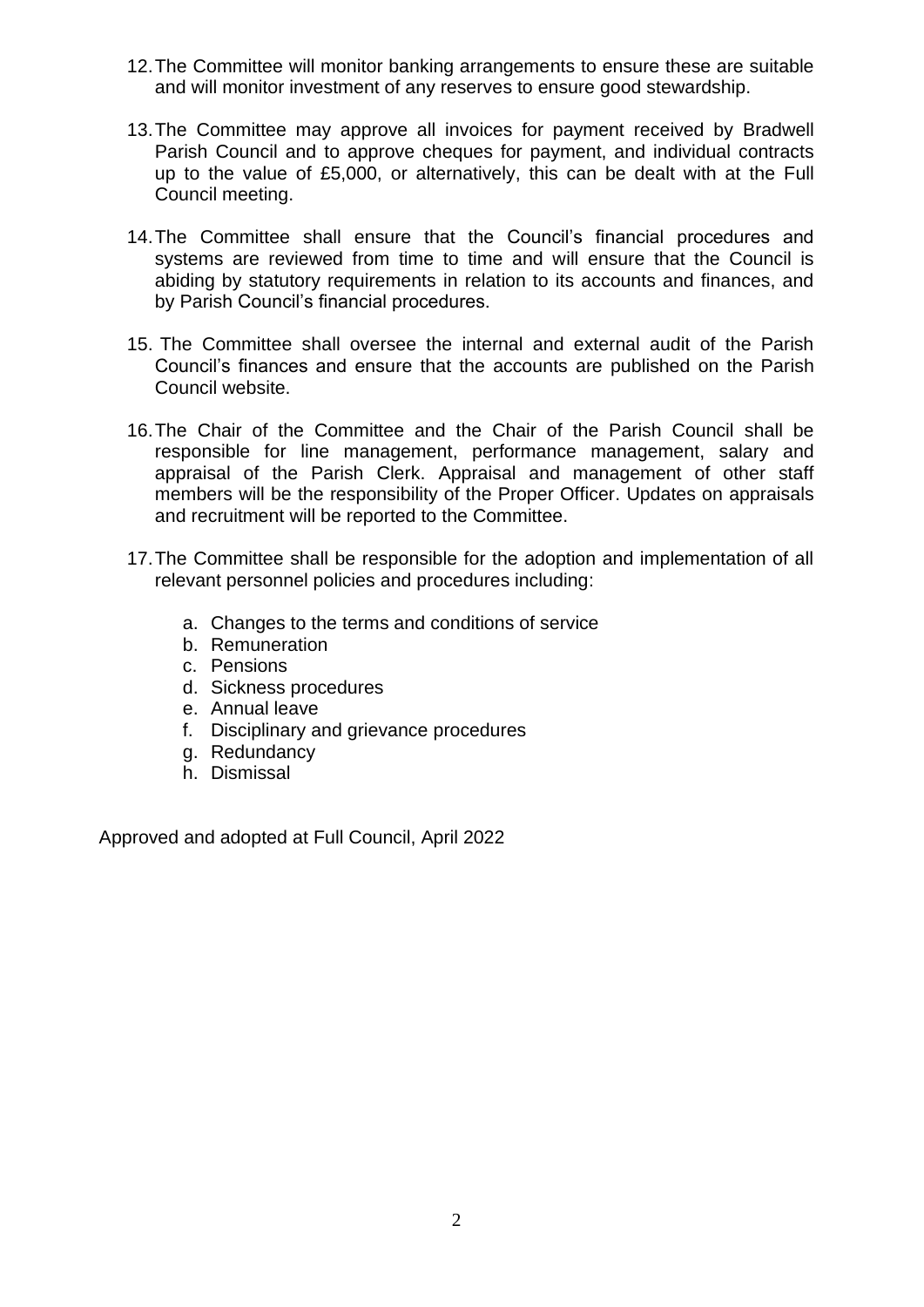12. The Committee will monitor banking arrangements to ensure these are suitable and will monitor investment of any reserves to ensure good stewardship.

13. The Committee may approve all invoices for payment received by Bradwell Parish Council and to approve cheques for payment, and individual contracts up to the value of £5,000, or alternatively, this can be dealt with at the Full Council meeting.

14. The Committee shall ensure that the Council's financial procedures and systems are reviewed from time to time and will ensure that the Council is abiding by statutory requirements in relation to its accounts and finances, and by Parish Council's financial procedures.

15. The Committee shall oversee the internal and external audit of the Parish Council's finances and ensure that the accounts are published on the Parish Council website.

16. The Chair of the Committee and the Chair of the Parish Council shall be responsible for line management, performance management, salary and appraisal of the Parish Clerk. Appraisal and management of other staff members will be the responsibility of the Proper Officer. Updates on appraisals and recruitment will be reported to the Committee.

17. The Committee shall be responsible for the adoption and implementation of all relevant personnel policies and procedures including:

    a. Changes to the terms and conditions of service
    b. Remuneration
    c. Pensions
    d. Sickness procedures
    e. Annual leave
    f. Disciplinary and grievance procedures
    g. Redundancy
    h. Dismissal

Approved and adopted at Full Council, April 2022